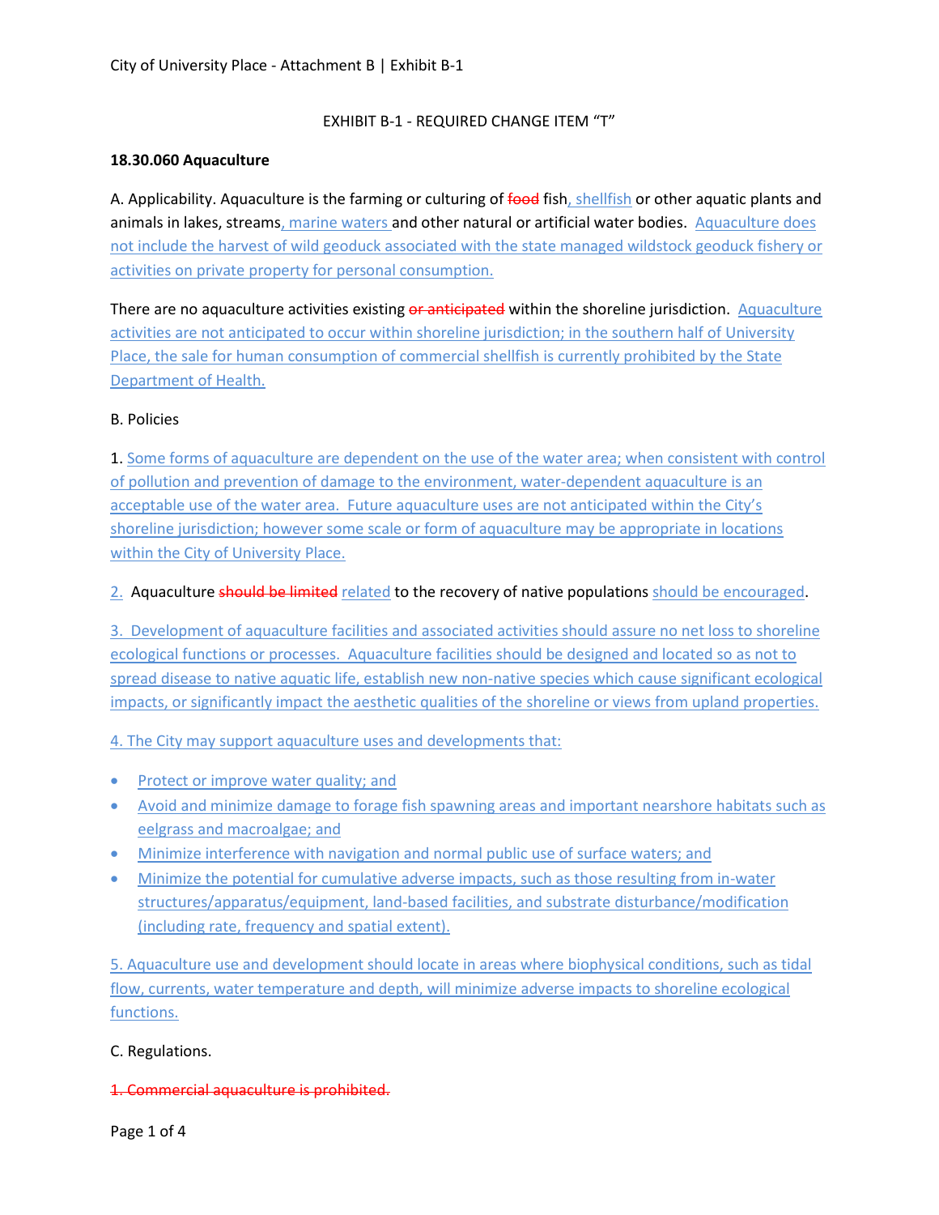EXHIBIT B-1 - REQUIRED CHANGE ITEM "T"

**18.30.060 Aquaculture**

A. Applicability. Aquaculture is the farming or culturing of ~~food~~ fish, shellfish or other aquatic plants and animals in lakes, streams, marine waters and other natural or artificial water bodies. Aquaculture does not include the harvest of wild geoduck associated with the state managed wildstock geoduck fishery or activities on private property for personal consumption.

There are no aquaculture activities existing ~~or anticipated~~ within the shoreline jurisdiction. Aquaculture activities are not anticipated to occur within shoreline jurisdiction; in the southern half of University Place, the sale for human consumption of commercial shellfish is currently prohibited by the State Department of Health.

B. Policies

1. Some forms of aquaculture are dependent on the use of the water area; when consistent with control of pollution and prevention of damage to the environment, water-dependent aquaculture is an acceptable use of the water area. Future aquaculture uses are not anticipated within the City's shoreline jurisdiction; however some scale or form of aquaculture may be appropriate in locations within the City of University Place.

2. Aquaculture ~~should be limited~~ related to the recovery of native populations should be encouraged.

3. Development of aquaculture facilities and associated activities should assure no net loss to shoreline ecological functions or processes. Aquaculture facilities should be designed and located so as not to spread disease to native aquatic life, establish new non-native species which cause significant ecological impacts, or significantly impact the aesthetic qualities of the shoreline or views from upland properties.

4. The City may support aquaculture uses and developments that:

- Protect or improve water quality; and
- Avoid and minimize damage to forage fish spawning areas and important nearshore habitats such as eelgrass and macroalgae; and
- Minimize interference with navigation and normal public use of surface waters; and
- Minimize the potential for cumulative adverse impacts, such as those resulting from in-water structures/apparatus/equipment, land-based facilities, and substrate disturbance/modification (including rate, frequency and spatial extent).

5. Aquaculture use and development should locate in areas where biophysical conditions, such as tidal flow, currents, water temperature and depth, will minimize adverse impacts to shoreline ecological functions.

C. Regulations.

~~1. Commercial aquaculture is prohibited.~~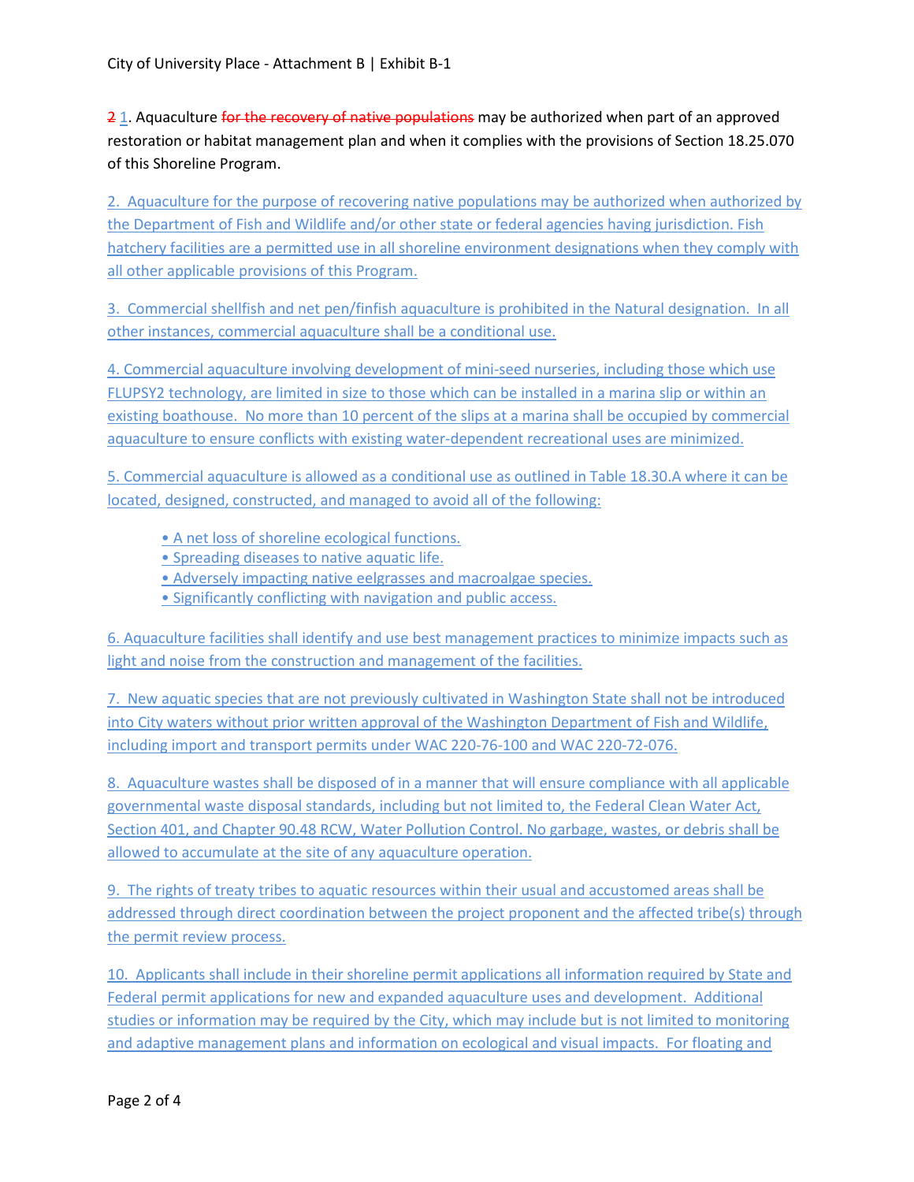~~2~~ 1. Aquaculture ~~for the recovery of native populations~~ may be authorized when part of an approved restoration or habitat management plan and when it complies with the provisions of Section 18.25.070 of this Shoreline Program.

2. Aquaculture for the purpose of recovering native populations may be authorized when authorized by the Department of Fish and Wildlife and/or other state or federal agencies having jurisdiction. Fish hatchery facilities are a permitted use in all shoreline environment designations when they comply with all other applicable provisions of this Program.

3. Commercial shellfish and net pen/finfish aquaculture is prohibited in the Natural designation. In all other instances, commercial aquaculture shall be a conditional use.

4. Commercial aquaculture involving development of mini-seed nurseries, including those which use FLUPSY2 technology, are limited in size to those which can be installed in a marina slip or within an existing boathouse. No more than 10 percent of the slips at a marina shall be occupied by commercial aquaculture to ensure conflicts with existing water-dependent recreational uses are minimized.

5. Commercial aquaculture is allowed as a conditional use as outlined in Table 18.30.A where it can be located, designed, constructed, and managed to avoid all of the following:

- A net loss of shoreline ecological functions.
- Spreading diseases to native aquatic life.
- Adversely impacting native eelgrasses and macroalgae species.
- Significantly conflicting with navigation and public access.

6. Aquaculture facilities shall identify and use best management practices to minimize impacts such as light and noise from the construction and management of the facilities.

7. New aquatic species that are not previously cultivated in Washington State shall not be introduced into City waters without prior written approval of the Washington Department of Fish and Wildlife, including import and transport permits under WAC 220-76-100 and WAC 220-72-076.

8. Aquaculture wastes shall be disposed of in a manner that will ensure compliance with all applicable governmental waste disposal standards, including but not limited to, the Federal Clean Water Act, Section 401, and Chapter 90.48 RCW, Water Pollution Control. No garbage, wastes, or debris shall be allowed to accumulate at the site of any aquaculture operation.

9. The rights of treaty tribes to aquatic resources within their usual and accustomed areas shall be addressed through direct coordination between the project proponent and the affected tribe(s) through the permit review process.

10. Applicants shall include in their shoreline permit applications all information required by State and Federal permit applications for new and expanded aquaculture uses and development. Additional studies or information may be required by the City, which may include but is not limited to monitoring and adaptive management plans and information on ecological and visual impacts. For floating and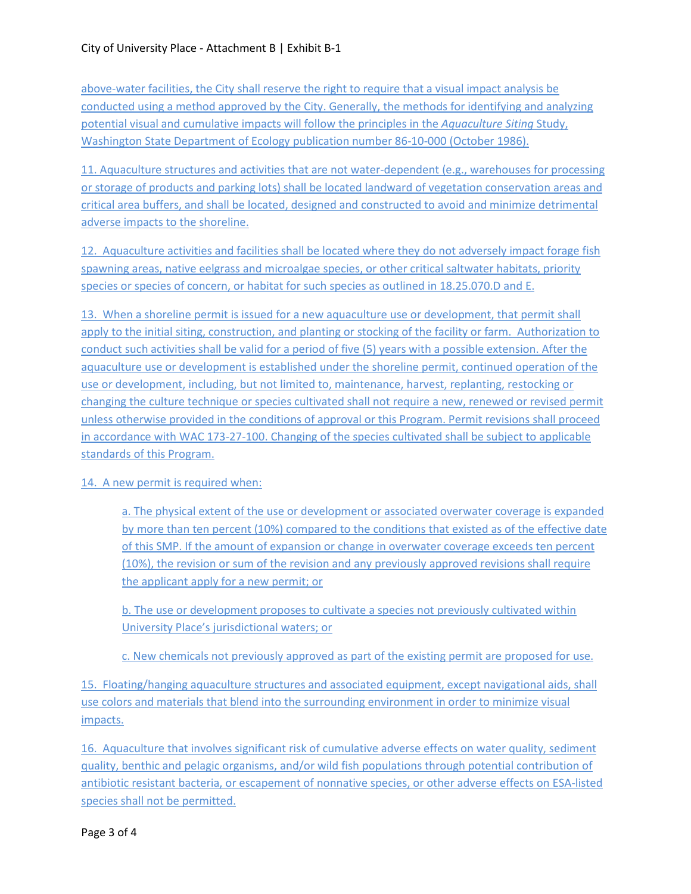above-water facilities, the City shall reserve the right to require that a visual impact analysis be conducted using a method approved by the City. Generally, the methods for identifying and analyzing potential visual and cumulative impacts will follow the principles in the *Aquaculture Siting* Study, Washington State Department of Ecology publication number 86-10-000 (October 1986).

11. Aquaculture structures and activities that are not water-dependent (e.g., warehouses for processing or storage of products and parking lots) shall be located landward of vegetation conservation areas and critical area buffers, and shall be located, designed and constructed to avoid and minimize detrimental adverse impacts to the shoreline.

12. Aquaculture activities and facilities shall be located where they do not adversely impact forage fish spawning areas, native eelgrass and microalgae species, or other critical saltwater habitats, priority species or species of concern, or habitat for such species as outlined in 18.25.070.D and E.

13. When a shoreline permit is issued for a new aquaculture use or development, that permit shall apply to the initial siting, construction, and planting or stocking of the facility or farm. Authorization to conduct such activities shall be valid for a period of five (5) years with a possible extension. After the aquaculture use or development is established under the shoreline permit, continued operation of the use or development, including, but not limited to, maintenance, harvest, replanting, restocking or changing the culture technique or species cultivated shall not require a new, renewed or revised permit unless otherwise provided in the conditions of approval or this Program. Permit revisions shall proceed in accordance with WAC 173-27-100. Changing of the species cultivated shall be subject to applicable standards of this Program.

14. A new permit is required when:

a. The physical extent of the use or development or associated overwater coverage is expanded by more than ten percent (10%) compared to the conditions that existed as of the effective date of this SMP. If the amount of expansion or change in overwater coverage exceeds ten percent (10%), the revision or sum of the revision and any previously approved revisions shall require the applicant apply for a new permit; or

b. The use or development proposes to cultivate a species not previously cultivated within University Place's jurisdictional waters; or

c. New chemicals not previously approved as part of the existing permit are proposed for use.

15. Floating/hanging aquaculture structures and associated equipment, except navigational aids, shall use colors and materials that blend into the surrounding environment in order to minimize visual impacts.

16. Aquaculture that involves significant risk of cumulative adverse effects on water quality, sediment quality, benthic and pelagic organisms, and/or wild fish populations through potential contribution of antibiotic resistant bacteria, or escapement of nonnative species, or other adverse effects on ESA-listed species shall not be permitted.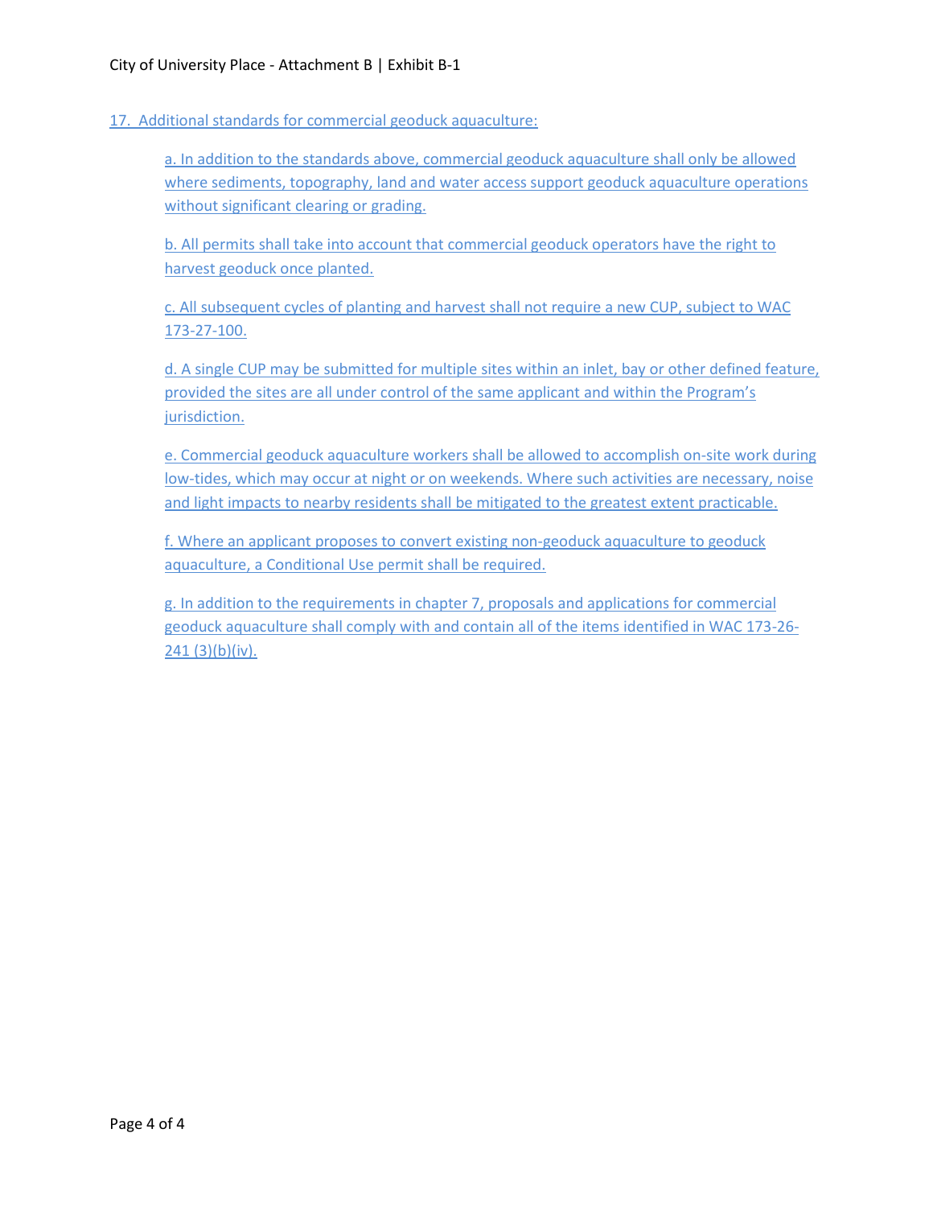17. Additional standards for commercial geoduck aquaculture:

a. In addition to the standards above, commercial geoduck aquaculture shall only be allowed where sediments, topography, land and water access support geoduck aquaculture operations without significant clearing or grading.

b. All permits shall take into account that commercial geoduck operators have the right to harvest geoduck once planted.

c. All subsequent cycles of planting and harvest shall not require a new CUP, subject to WAC 173-27-100.

d. A single CUP may be submitted for multiple sites within an inlet, bay or other defined feature, provided the sites are all under control of the same applicant and within the Program's jurisdiction.

e. Commercial geoduck aquaculture workers shall be allowed to accomplish on-site work during low-tides, which may occur at night or on weekends. Where such activities are necessary, noise and light impacts to nearby residents shall be mitigated to the greatest extent practicable.

f. Where an applicant proposes to convert existing non-geoduck aquaculture to geoduck aquaculture, a Conditional Use permit shall be required.

g. In addition to the requirements in chapter 7, proposals and applications for commercial geoduck aquaculture shall comply with and contain all of the items identified in WAC 173-26-241 (3)(b)(iv).